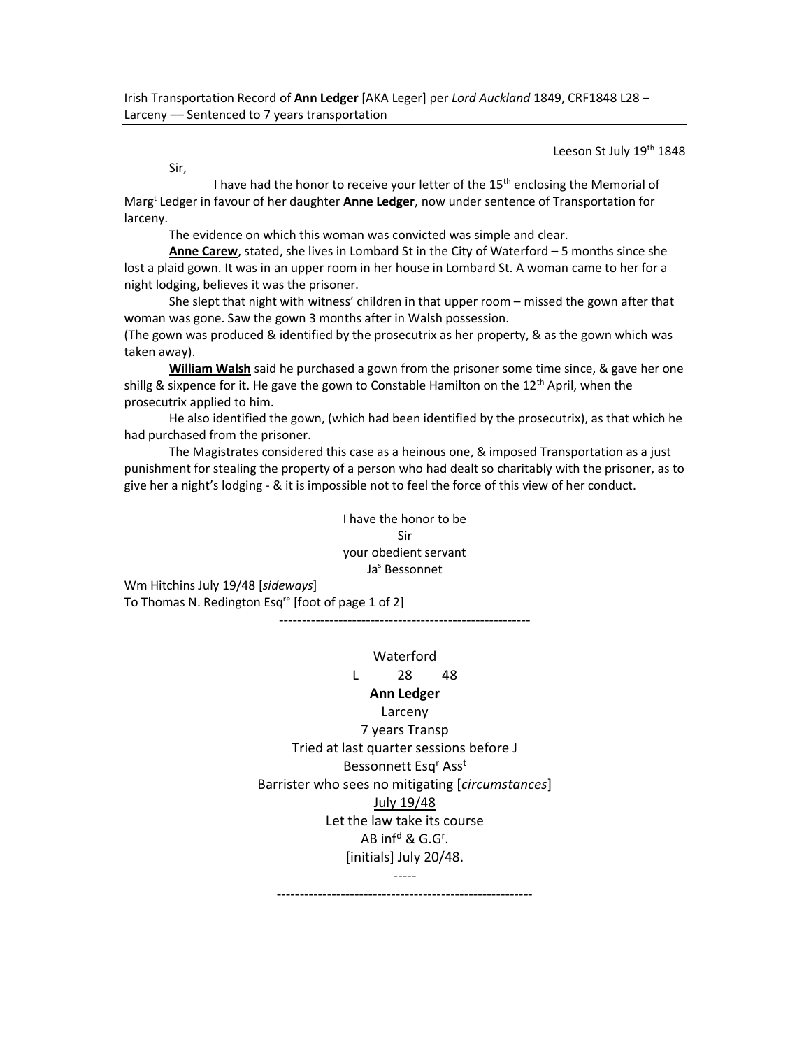Irish Transportation Record of **Ann Ledger** [AKA Leger] per *Lord Auckland* 1849, CRF1848 L28 – Larceny –– Sentenced to 7 years transportation

---

Leeson St July 19th 1848

Sir,

I have had the honor to receive your letter of the 15th enclosing the Memorial of Margt Ledger in favour of her daughter **Anne Ledger**, now under sentence of Transportation for larceny.

The evidence on which this woman was convicted was simple and clear.

**Anne Carew**, stated, she lives in Lombard St in the City of Waterford – 5 months since she lost a plaid gown. It was in an upper room in her house in Lombard St. A woman came to her for a night lodging, believes it was the prisoner.

She slept that night with witness' children in that upper room – missed the gown after that woman was gone. Saw the gown 3 months after in Walsh possession.

(The gown was produced & identified by the prosecutrix as her property, & as the gown which was taken away).

**William Walsh** said he purchased a gown from the prisoner some time since, & gave her one shillg & sixpence for it. He gave the gown to Constable Hamilton on the 12th April, when the prosecutrix applied to him.

He also identified the gown, (which had been identified by the prosecutrix), as that which he had purchased from the prisoner.

The Magistrates considered this case as a heinous one, & imposed Transportation as a just punishment for stealing the property of a person who had dealt so charitably with the prisoner, as to give her a night's lodging - & it is impossible not to feel the force of this view of her conduct.

I have the honor to be
Sir
your obedient servant
Jas Bessonnet

Wm Hitchins July 19/48 [*sideways*]
To Thomas N. Redington Esqre [foot of page 1 of 2]

---

Waterford
L 28 48
**Ann Ledger**
Larceny
7 years Transp
Tried at last quarter sessions before J
Bessonnett Esqr Asst
Barrister who sees no mitigating [*circumstances*]
July 19/48
Let the law take its course
AB infd & G.Gr.
[initials] July 20/48.

-----

---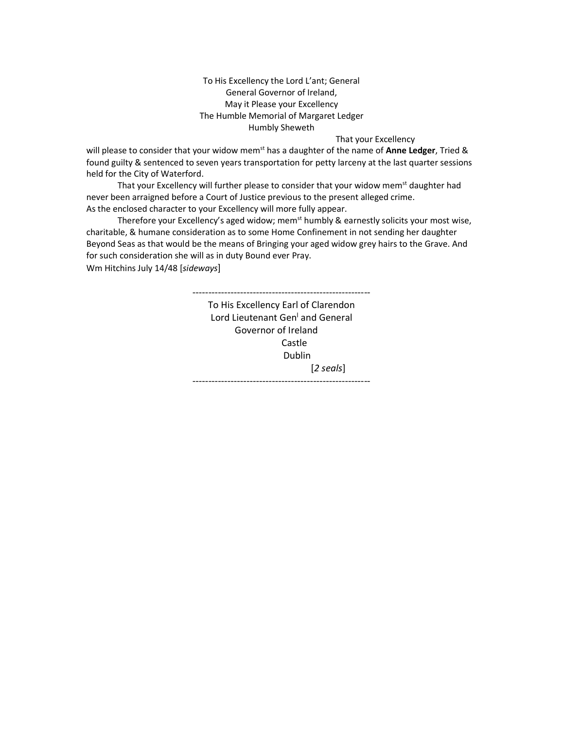To His Excellency the Lord L'ant; General
General Governor of Ireland,
May it Please your Excellency
The Humble Memorial of Margaret Ledger
Humbly Sheweth

That your Excellency will please to consider that your widow mem[st] has a daughter of the name of **Anne Ledger**, Tried & found guilty & sentenced to seven years transportation for petty larceny at the last quarter sessions held for the City of Waterford.

That your Excellency will further please to consider that your widow mem[st] daughter had never been arraigned before a Court of Justice previous to the present alleged crime. As the enclosed character to your Excellency will more fully appear.

Therefore your Excellency's aged widow; mem[st] humbly & earnestly solicits your most wise, charitable, & humane consideration as to some Home Confinement in not sending her daughter Beyond Seas as that would be the means of Bringing your aged widow grey hairs to the Grave. And for such consideration she will as in duty Bound ever Pray.

Wm Hitchins July 14/48 [*sideways*]

---

To His Excellency Earl of Clarendon
Lord Lieutenant Gen[l] and General
Governor of Ireland
Castle
Dublin
[*2 seals*]

---